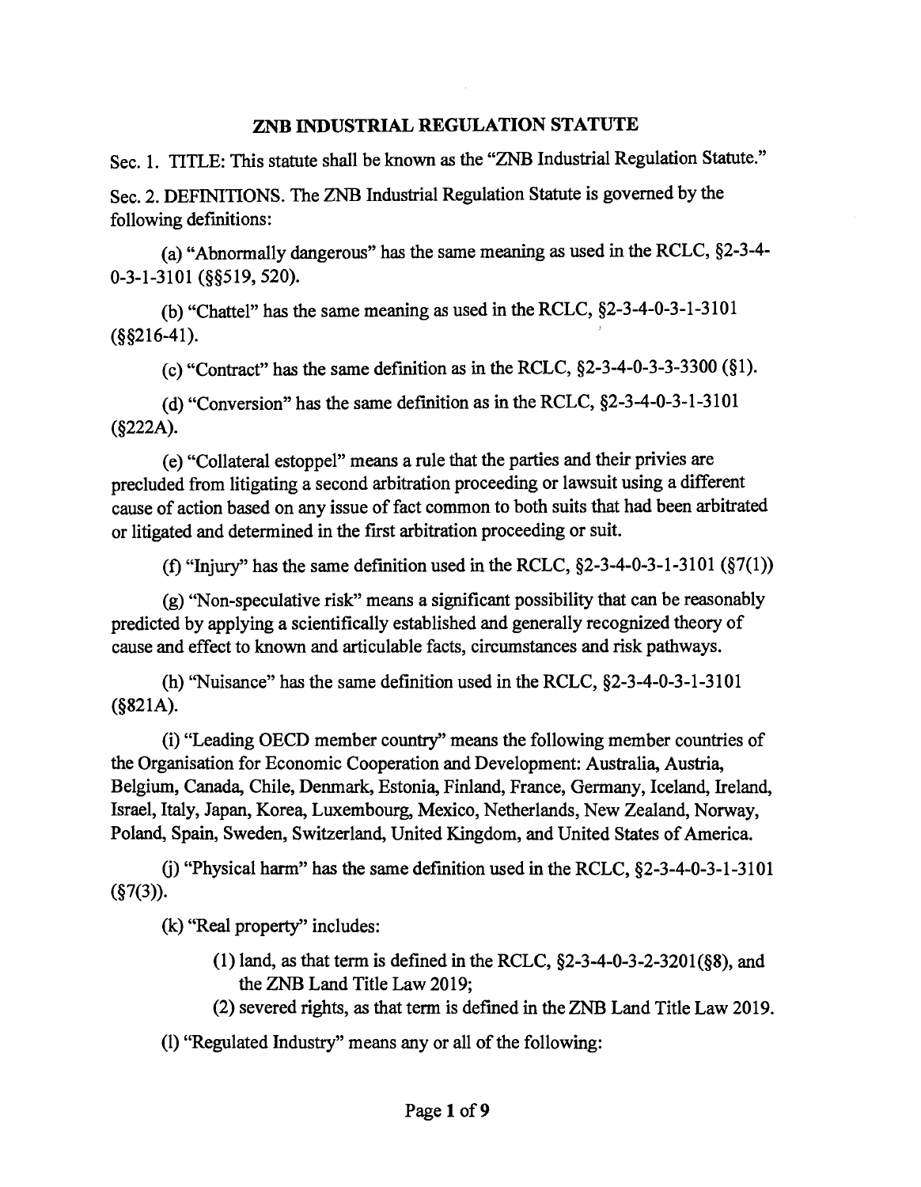# ZNB INDUSTRIAL REGULATION STATUTE

Sec. 1. TITLE: This statute shall be known as the "ZNB Industrial Regulation Statute."

Sec. 2. DEFINITIONS. The ZNB Industrial Regulation Statute is governed by the following definitions:

(a) "Abnormally dangerous" has the same meaning as used in the RCLC, §2-3-4-0-3-1-3101 (§§519, 520).

(b) "Chattel" has the same meaning as used in the RCLC, §2-3-4-0-3-1-3101 (§§216-41).

(c) "Contract" has the same definition as in the RCLC, §2-3-4-0-3-3-3300 (§1).

(d) "Conversion" has the same definition as in the RCLC, §2-3-4-0-3-1-3101 (§222A).

(e) "Collateral estoppel" means a rule that the parties and their privies are precluded from litigating a second arbitration proceeding or lawsuit using a different cause of action based on any issue of fact common to both suits that had been arbitrated or litigated and determined in the first arbitration proceeding or suit.

(f) "Injury" has the same definition used in the RCLC, §2-3-4-0-3-1-3101 (§7(1))

(g) "Non-speculative risk" means a significant possibility that can be reasonably predicted by applying a scientifically established and generally recognized theory of cause and effect to known and articulable facts, circumstances and risk pathways.

(h) "Nuisance" has the same definition used in the RCLC, §2-3-4-0-3-1-3101 (§821A).

(i) "Leading OECD member country" means the following member countries of the Organisation for Economic Cooperation and Development: Australia, Austria, Belgium, Canada, Chile, Denmark, Estonia, Finland, France, Germany, Iceland, Ireland, Israel, Italy, Japan, Korea, Luxembourg, Mexico, Netherlands, New Zealand, Norway, Poland, Spain, Sweden, Switzerland, United Kingdom, and United States of America.

(j) "Physical harm" has the same definition used in the RCLC, §2-3-4-0-3-1-3101 (§7(3)).

(k) "Real property" includes:

(1) land, as that term is defined in the RCLC, §2-3-4-0-3-2-3201(§8), and the ZNB Land Title Law 2019;

(2) severed rights, as that term is defined in the ZNB Land Title Law 2019.

(l) "Regulated Industry" means any or all of the following: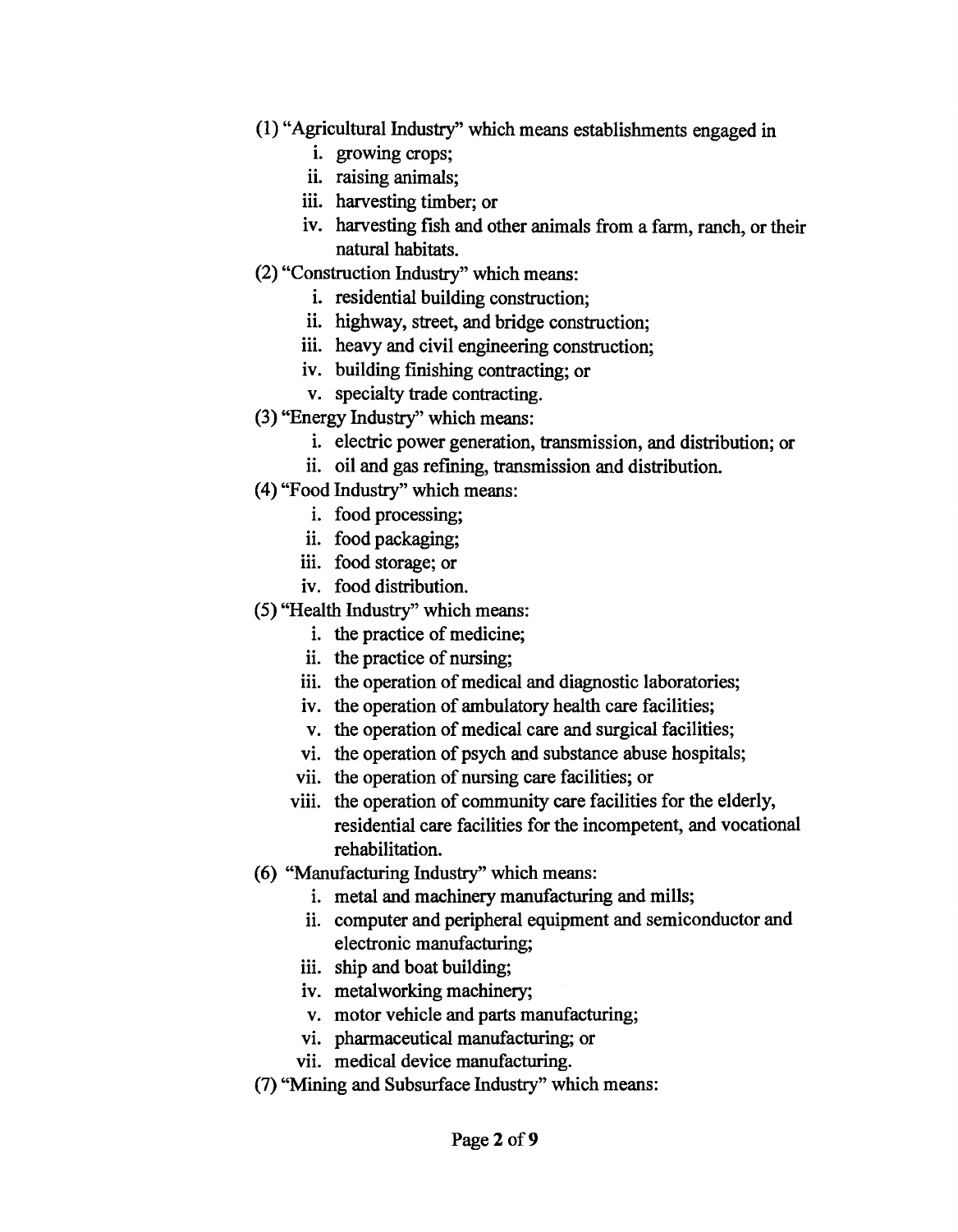(1) "Agricultural Industry" which means establishments engaged in

   i. growing crops;
   ii. raising animals;
   iii. harvesting timber; or
   iv. harvesting fish and other animals from a farm, ranch, or their natural habitats.

(2) "Construction Industry" which means:

   i. residential building construction;
   ii. highway, street, and bridge construction;
   iii. heavy and civil engineering construction;
   iv. building finishing contracting; or
   v. specialty trade contracting.

(3) "Energy Industry" which means:

   i. electric power generation, transmission, and distribution; or
   ii. oil and gas refining, transmission and distribution.

(4) "Food Industry" which means:

   i. food processing;
   ii. food packaging;
   iii. food storage; or
   iv. food distribution.

(5) "Health Industry" which means:

   i. the practice of medicine;
   ii. the practice of nursing;
   iii. the operation of medical and diagnostic laboratories;
   iv. the operation of ambulatory health care facilities;
   v. the operation of medical care and surgical facilities;
   vi. the operation of psych and substance abuse hospitals;
   vii. the operation of nursing care facilities; or
   viii. the operation of community care facilities for the elderly, residential care facilities for the incompetent, and vocational rehabilitation.

(6) "Manufacturing Industry" which means:

   i. metal and machinery manufacturing and mills;
   ii. computer and peripheral equipment and semiconductor and electronic manufacturing;
   iii. ship and boat building;
   iv. metalworking machinery;
   v. motor vehicle and parts manufacturing;
   vi. pharmaceutical manufacturing; or
   vii. medical device manufacturing.

(7) "Mining and Subsurface Industry" which means: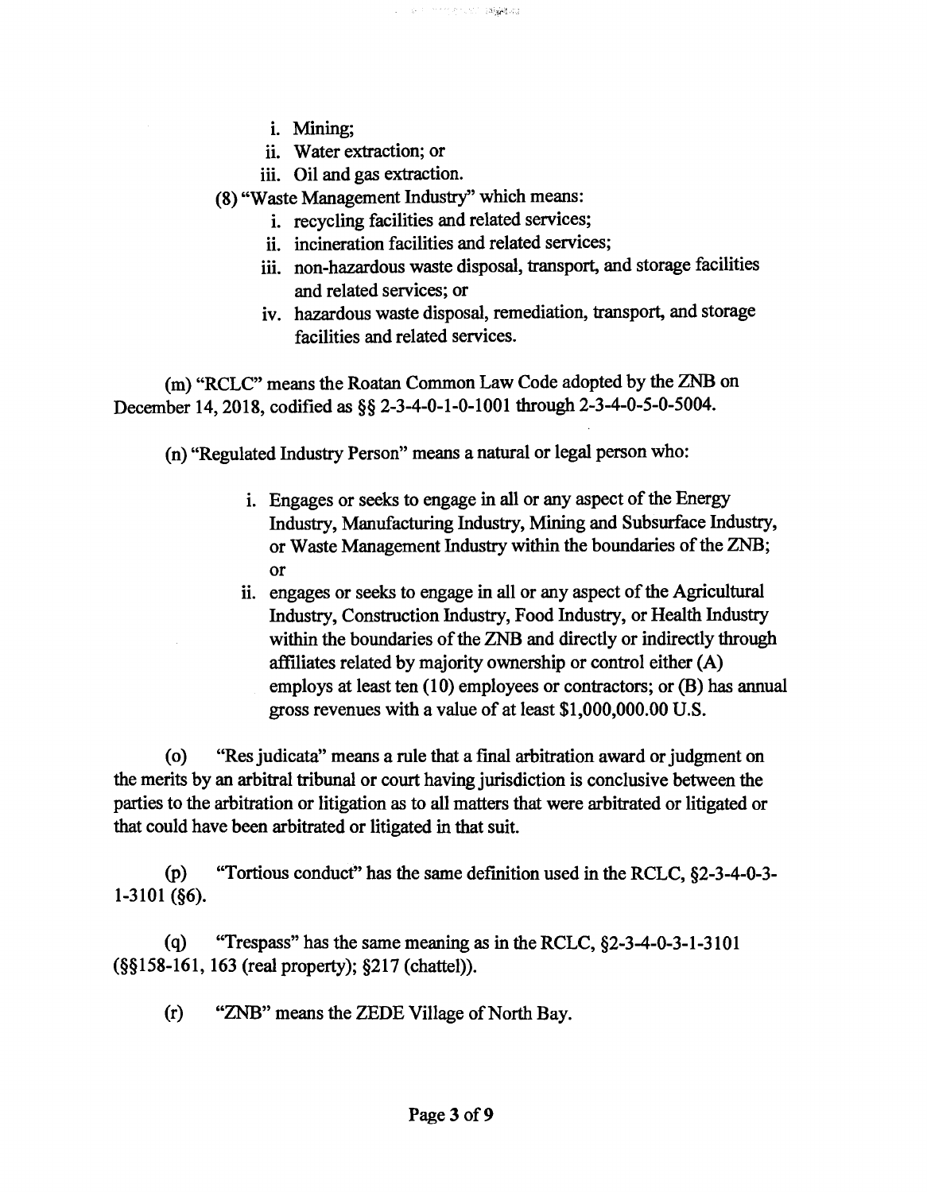i. Mining;
ii. Water extraction; or
iii. Oil and gas extraction.

(8) "Waste Management Industry" which means:

i. recycling facilities and related services;
ii. incineration facilities and related services;
iii. non-hazardous waste disposal, transport, and storage facilities and related services; or
iv. hazardous waste disposal, remediation, transport, and storage facilities and related services.

(m) "RCLC" means the Roatan Common Law Code adopted by the ZNB on December 14, 2018, codified as §§ 2-3-4-0-1-0-1001 through 2-3-4-0-5-0-5004.

(n) "Regulated Industry Person" means a natural or legal person who:

i. Engages or seeks to engage in all or any aspect of the Energy Industry, Manufacturing Industry, Mining and Subsurface Industry, or Waste Management Industry within the boundaries of the ZNB; or
ii. engages or seeks to engage in all or any aspect of the Agricultural Industry, Construction Industry, Food Industry, or Health Industry within the boundaries of the ZNB and directly or indirectly through affiliates related by majority ownership or control either (A) employs at least ten (10) employees or contractors; or (B) has annual gross revenues with a value of at least $1,000,000.00 U.S.

(o) "Res judicata" means a rule that a final arbitration award or judgment on the merits by an arbitral tribunal or court having jurisdiction is conclusive between the parties to the arbitration or litigation as to all matters that were arbitrated or litigated or that could have been arbitrated or litigated in that suit.

(p) "Tortious conduct" has the same definition used in the RCLC, §2-3-4-0-3-1-3101 (§6).

(q) "Trespass" has the same meaning as in the RCLC, §2-3-4-0-3-1-3101 (§§158-161, 163 (real property); §217 (chattel)).

(r) "ZNB" means the ZEDE Village of North Bay.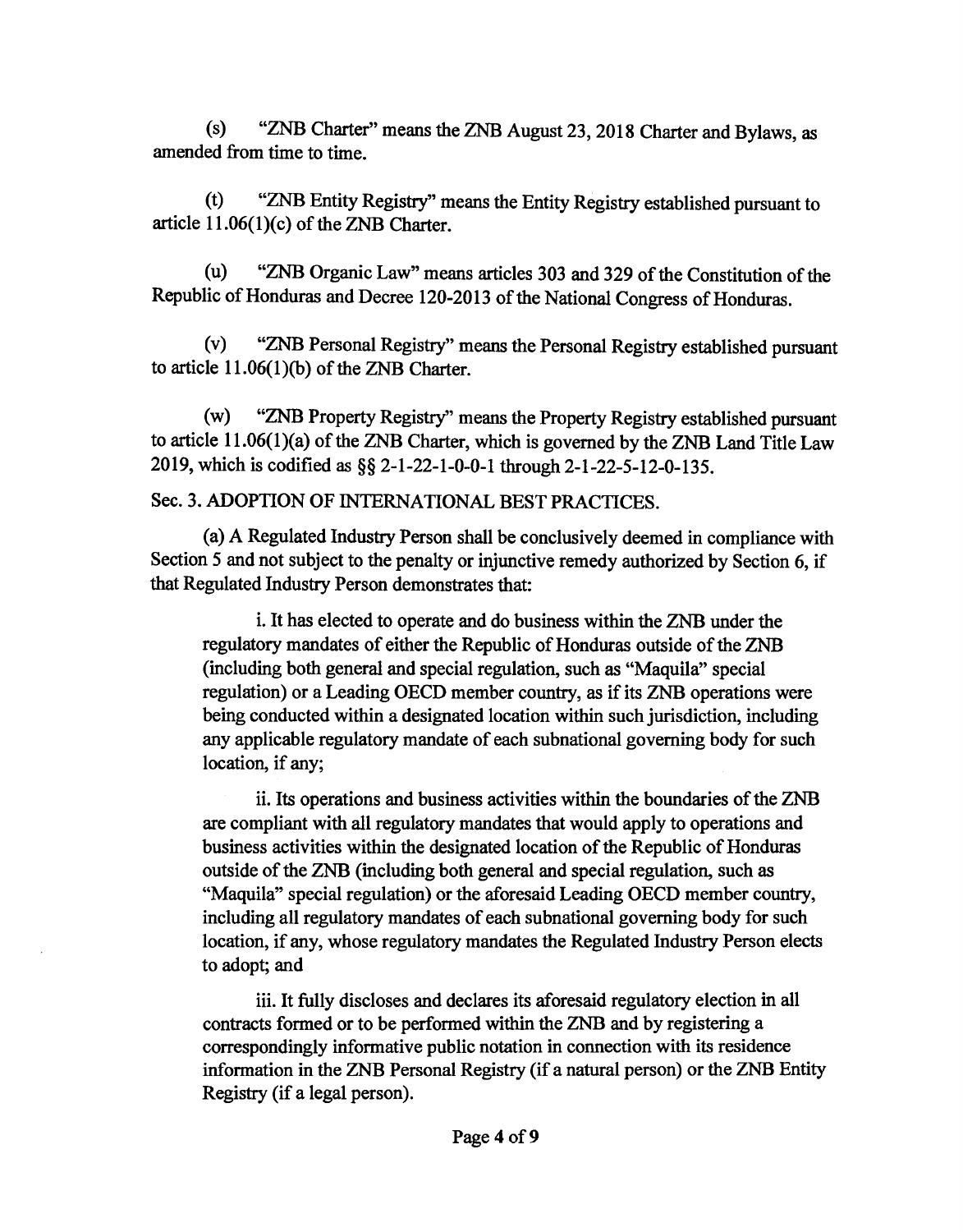(s) "ZNB Charter" means the ZNB August 23, 2018 Charter and Bylaws, as amended from time to time.

(t) "ZNB Entity Registry" means the Entity Registry established pursuant to article 11.06(1)(c) of the ZNB Charter.

(u) "ZNB Organic Law" means articles 303 and 329 of the Constitution of the Republic of Honduras and Decree 120-2013 of the National Congress of Honduras.

(v) "ZNB Personal Registry" means the Personal Registry established pursuant to article 11.06(1)(b) of the ZNB Charter.

(w) "ZNB Property Registry" means the Property Registry established pursuant to article 11.06(1)(a) of the ZNB Charter, which is governed by the ZNB Land Title Law 2019, which is codified as §§ 2-1-22-1-0-0-1 through 2-1-22-5-12-0-135.

Sec. 3. ADOPTION OF INTERNATIONAL BEST PRACTICES.

(a) A Regulated Industry Person shall be conclusively deemed in compliance with Section 5 and not subject to the penalty or injunctive remedy authorized by Section 6, if that Regulated Industry Person demonstrates that:

i. It has elected to operate and do business within the ZNB under the regulatory mandates of either the Republic of Honduras outside of the ZNB (including both general and special regulation, such as "Maquila" special regulation) or a Leading OECD member country, as if its ZNB operations were being conducted within a designated location within such jurisdiction, including any applicable regulatory mandate of each subnational governing body for such location, if any;

ii. Its operations and business activities within the boundaries of the ZNB are compliant with all regulatory mandates that would apply to operations and business activities within the designated location of the Republic of Honduras outside of the ZNB (including both general and special regulation, such as "Maquila" special regulation) or the aforesaid Leading OECD member country, including all regulatory mandates of each subnational governing body for such location, if any, whose regulatory mandates the Regulated Industry Person elects to adopt; and

iii. It fully discloses and declares its aforesaid regulatory election in all contracts formed or to be performed within the ZNB and by registering a correspondingly informative public notation in connection with its residence information in the ZNB Personal Registry (if a natural person) or the ZNB Entity Registry (if a legal person).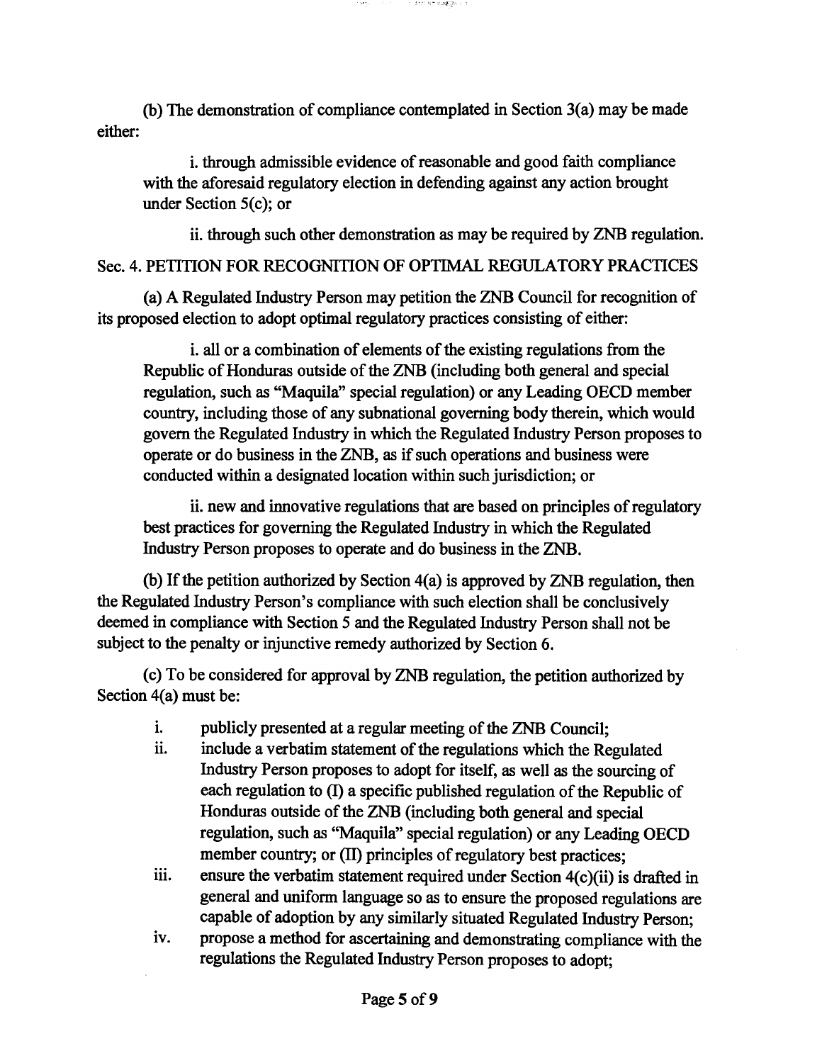(b) The demonstration of compliance contemplated in Section 3(a) may be made either:

i. through admissible evidence of reasonable and good faith compliance with the aforesaid regulatory election in defending against any action brought under Section 5(c); or

ii. through such other demonstration as may be required by ZNB regulation.

## Sec. 4. PETITION FOR RECOGNITION OF OPTIMAL REGULATORY PRACTICES

(a) A Regulated Industry Person may petition the ZNB Council for recognition of its proposed election to adopt optimal regulatory practices consisting of either:

i. all or a combination of elements of the existing regulations from the Republic of Honduras outside of the ZNB (including both general and special regulation, such as "Maquila" special regulation) or any Leading OECD member country, including those of any subnational governing body therein, which would govern the Regulated Industry in which the Regulated Industry Person proposes to operate or do business in the ZNB, as if such operations and business were conducted within a designated location within such jurisdiction; or

ii. new and innovative regulations that are based on principles of regulatory best practices for governing the Regulated Industry in which the Regulated Industry Person proposes to operate and do business in the ZNB.

(b) If the petition authorized by Section 4(a) is approved by ZNB regulation, then the Regulated Industry Person's compliance with such election shall be conclusively deemed in compliance with Section 5 and the Regulated Industry Person shall not be subject to the penalty or injunctive remedy authorized by Section 6.

(c) To be considered for approval by ZNB regulation, the petition authorized by Section 4(a) must be:

i. publicly presented at a regular meeting of the ZNB Council;

ii. include a verbatim statement of the regulations which the Regulated Industry Person proposes to adopt for itself, as well as the sourcing of each regulation to (I) a specific published regulation of the Republic of Honduras outside of the ZNB (including both general and special regulation, such as "Maquila" special regulation) or any Leading OECD member country; or (II) principles of regulatory best practices;

iii. ensure the verbatim statement required under Section 4(c)(ii) is drafted in general and uniform language so as to ensure the proposed regulations are capable of adoption by any similarly situated Regulated Industry Person;

iv. propose a method for ascertaining and demonstrating compliance with the regulations the Regulated Industry Person proposes to adopt;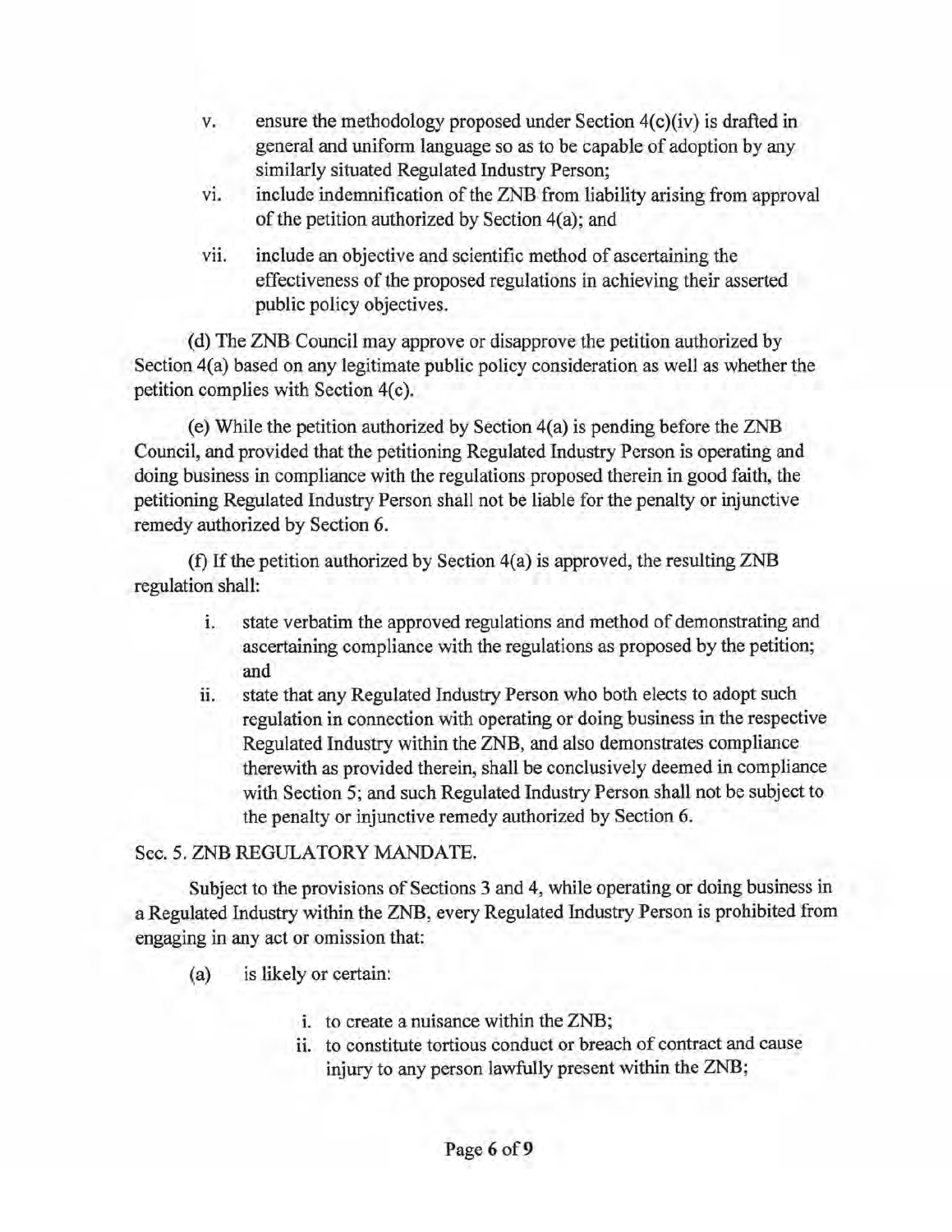v. ensure the methodology proposed under Section 4(c)(iv) is drafted in general and uniform language so as to be capable of adoption by any similarly situated Regulated Industry Person;

vi. include indemnification of the ZNB from liability arising from approval of the petition authorized by Section 4(a); and

vii. include an objective and scientific method of ascertaining the effectiveness of the proposed regulations in achieving their asserted public policy objectives.

(d) The ZNB Council may approve or disapprove the petition authorized by Section 4(a) based on any legitimate public policy consideration as well as whether the petition complies with Section 4(c).

(e) While the petition authorized by Section 4(a) is pending before the ZNB Council, and provided that the petitioning Regulated Industry Person is operating and doing business in compliance with the regulations proposed therein in good faith, the petitioning Regulated Industry Person shall not be liable for the penalty or injunctive remedy authorized by Section 6.

(f) If the petition authorized by Section 4(a) is approved, the resulting ZNB regulation shall:

i. state verbatim the approved regulations and method of demonstrating and ascertaining compliance with the regulations as proposed by the petition; and

ii. state that any Regulated Industry Person who both elects to adopt such regulation in connection with operating or doing business in the respective Regulated Industry within the ZNB, and also demonstrates compliance therewith as provided therein, shall be conclusively deemed in compliance with Section 5; and such Regulated Industry Person shall not be subject to the penalty or injunctive remedy authorized by Section 6.

Sec. 5. ZNB REGULATORY MANDATE.

Subject to the provisions of Sections 3 and 4, while operating or doing business in a Regulated Industry within the ZNB, every Regulated Industry Person is prohibited from engaging in any act or omission that:

(a) is likely or certain:

i. to create a nuisance within the ZNB;

ii. to constitute tortious conduct or breach of contract and cause injury to any person lawfully present within the ZNB;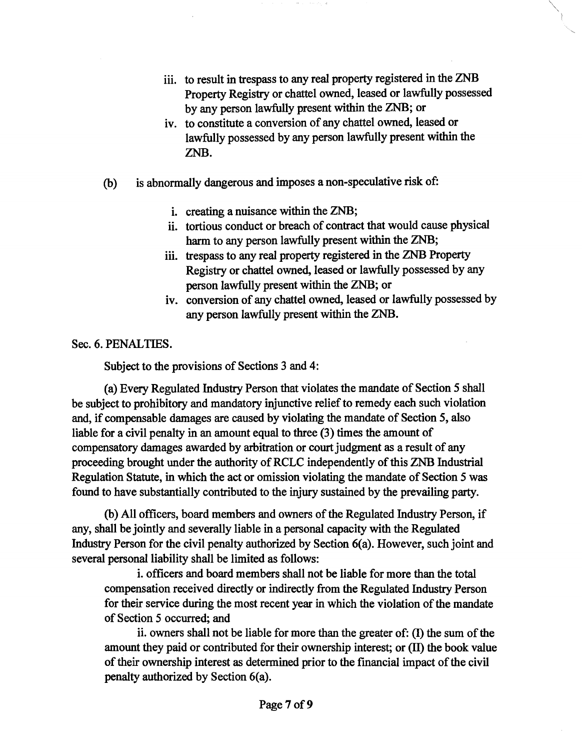iii. to result in trespass to any real property registered in the ZNB Property Registry or chattel owned, leased or lawfully possessed by any person lawfully present within the ZNB; or

iv. to constitute a conversion of any chattel owned, leased or lawfully possessed by any person lawfully present within the ZNB.

(b) is abnormally dangerous and imposes a non-speculative risk of:

i. creating a nuisance within the ZNB;

ii. tortious conduct or breach of contract that would cause physical harm to any person lawfully present within the ZNB;

iii. trespass to any real property registered in the ZNB Property Registry or chattel owned, leased or lawfully possessed by any person lawfully present within the ZNB; or

iv. conversion of any chattel owned, leased or lawfully possessed by any person lawfully present within the ZNB.

Sec. 6. PENALTIES.

Subject to the provisions of Sections 3 and 4:

(a) Every Regulated Industry Person that violates the mandate of Section 5 shall be subject to prohibitory and mandatory injunctive relief to remedy each such violation and, if compensable damages are caused by violating the mandate of Section 5, also liable for a civil penalty in an amount equal to three (3) times the amount of compensatory damages awarded by arbitration or court judgment as a result of any proceeding brought under the authority of RCLC independently of this ZNB Industrial Regulation Statute, in which the act or omission violating the mandate of Section 5 was found to have substantially contributed to the injury sustained by the prevailing party.

(b) All officers, board members and owners of the Regulated Industry Person, if any, shall be jointly and severally liable in a personal capacity with the Regulated Industry Person for the civil penalty authorized by Section 6(a). However, such joint and several personal liability shall be limited as follows:

i. officers and board members shall not be liable for more than the total compensation received directly or indirectly from the Regulated Industry Person for their service during the most recent year in which the violation of the mandate of Section 5 occurred; and

ii. owners shall not be liable for more than the greater of: (I) the sum of the amount they paid or contributed for their ownership interest; or (II) the book value of their ownership interest as determined prior to the financial impact of the civil penalty authorized by Section 6(a).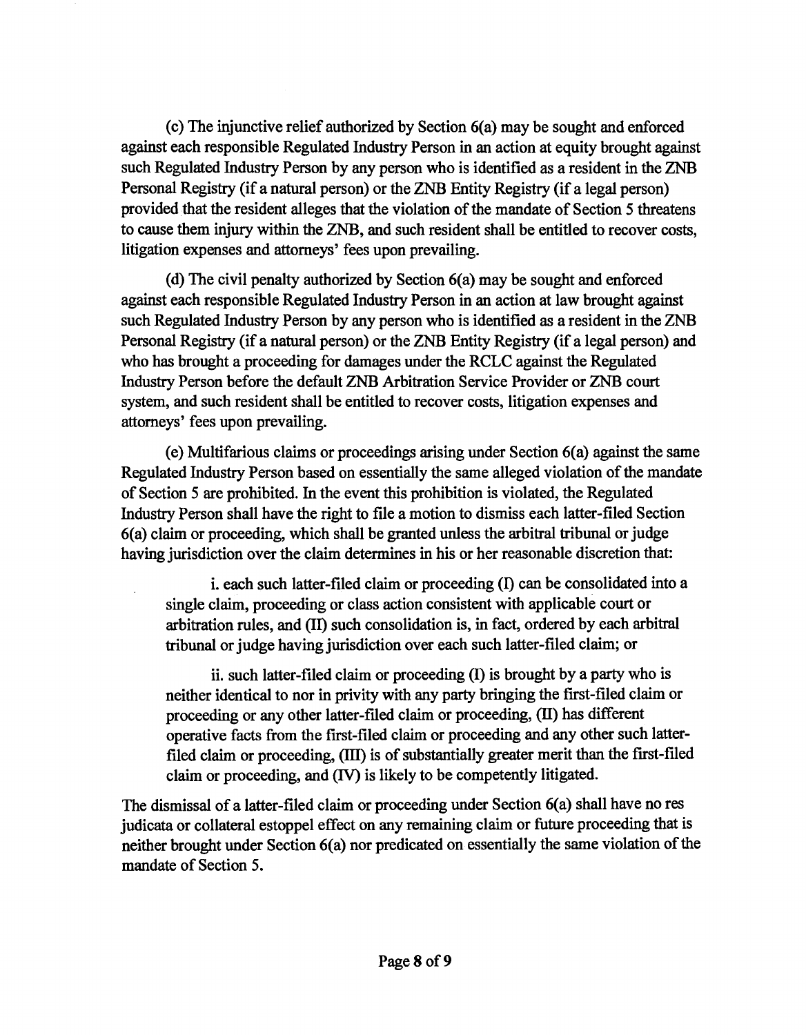(c) The injunctive relief authorized by Section 6(a) may be sought and enforced against each responsible Regulated Industry Person in an action at equity brought against such Regulated Industry Person by any person who is identified as a resident in the ZNB Personal Registry (if a natural person) or the ZNB Entity Registry (if a legal person) provided that the resident alleges that the violation of the mandate of Section 5 threatens to cause them injury within the ZNB, and such resident shall be entitled to recover costs, litigation expenses and attorneys' fees upon prevailing.

(d) The civil penalty authorized by Section 6(a) may be sought and enforced against each responsible Regulated Industry Person in an action at law brought against such Regulated Industry Person by any person who is identified as a resident in the ZNB Personal Registry (if a natural person) or the ZNB Entity Registry (if a legal person) and who has brought a proceeding for damages under the RCLC against the Regulated Industry Person before the default ZNB Arbitration Service Provider or ZNB court system, and such resident shall be entitled to recover costs, litigation expenses and attorneys' fees upon prevailing.

(e) Multifarious claims or proceedings arising under Section 6(a) against the same Regulated Industry Person based on essentially the same alleged violation of the mandate of Section 5 are prohibited. In the event this prohibition is violated, the Regulated Industry Person shall have the right to file a motion to dismiss each latter-filed Section 6(a) claim or proceeding, which shall be granted unless the arbitral tribunal or judge having jurisdiction over the claim determines in his or her reasonable discretion that:

> i. each such latter-filed claim or proceeding (I) can be consolidated into a single claim, proceeding or class action consistent with applicable court or arbitration rules, and (II) such consolidation is, in fact, ordered by each arbitral tribunal or judge having jurisdiction over each such latter-filed claim; or
>
> ii. such latter-filed claim or proceeding (I) is brought by a party who is neither identical to nor in privity with any party bringing the first-filed claim or proceeding or any other latter-filed claim or proceeding, (II) has different operative facts from the first-filed claim or proceeding and any other such latter-filed claim or proceeding, (III) is of substantially greater merit than the first-filed claim or proceeding, and (IV) is likely to be competently litigated.

The dismissal of a latter-filed claim or proceeding under Section 6(a) shall have no res judicata or collateral estoppel effect on any remaining claim or future proceeding that is neither brought under Section 6(a) nor predicated on essentially the same violation of the mandate of Section 5.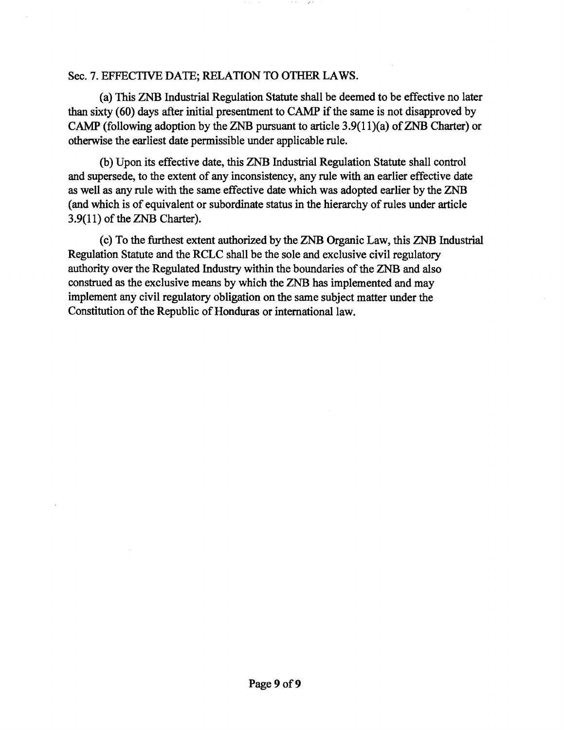Sec. 7. EFFECTIVE DATE; RELATION TO OTHER LAWS.

(a) This ZNB Industrial Regulation Statute shall be deemed to be effective no later than sixty (60) days after initial presentment to CAMP if the same is not disapproved by CAMP (following adoption by the ZNB pursuant to article 3.9(11)(a) of ZNB Charter) or otherwise the earliest date permissible under applicable rule.

(b) Upon its effective date, this ZNB Industrial Regulation Statute shall control and supersede, to the extent of any inconsistency, any rule with an earlier effective date as well as any rule with the same effective date which was adopted earlier by the ZNB (and which is of equivalent or subordinate status in the hierarchy of rules under article 3.9(11) of the ZNB Charter).

(c) To the furthest extent authorized by the ZNB Organic Law, this ZNB Industrial Regulation Statute and the RCLC shall be the sole and exclusive civil regulatory authority over the Regulated Industry within the boundaries of the ZNB and also construed as the exclusive means by which the ZNB has implemented and may implement any civil regulatory obligation on the same subject matter under the Constitution of the Republic of Honduras or international law.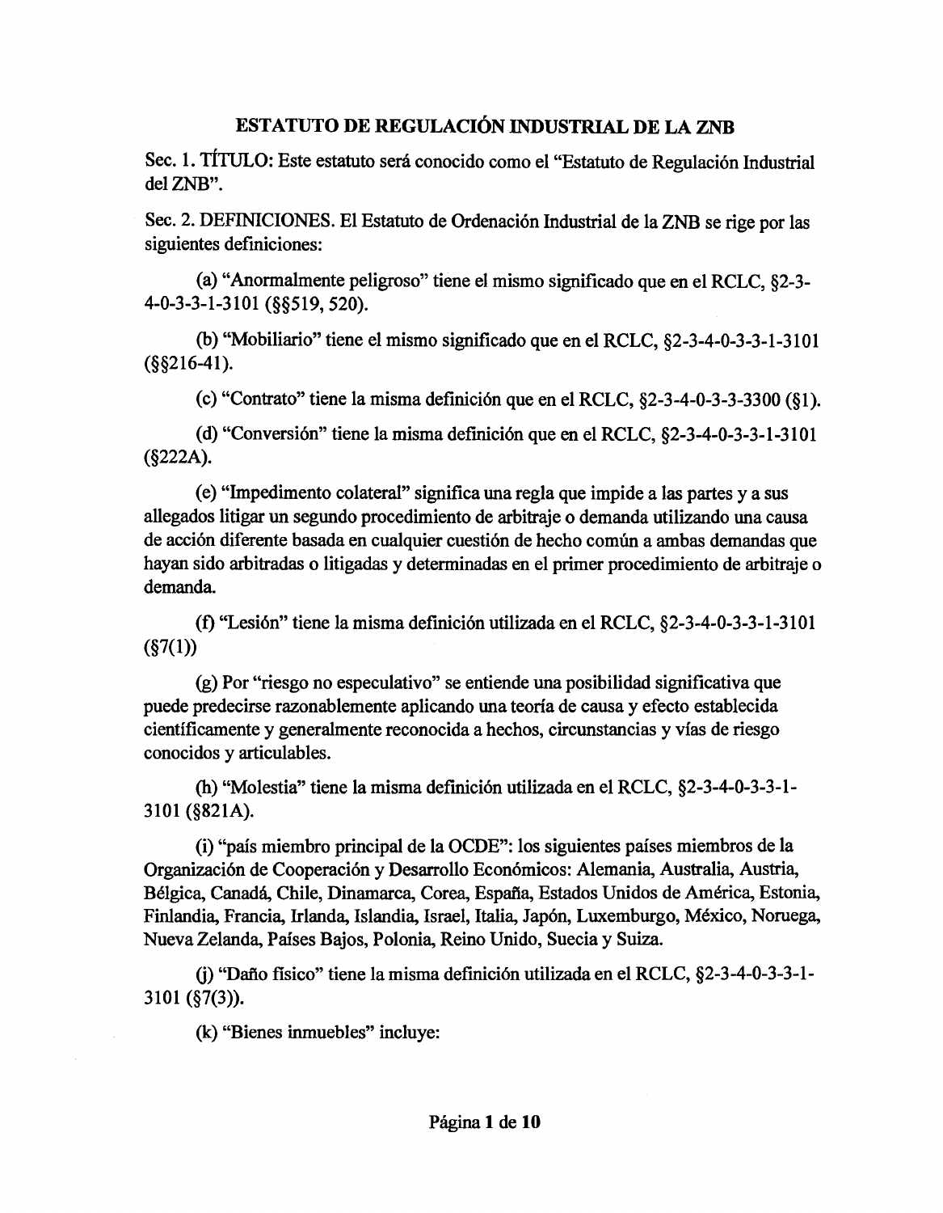# ESTATUTO DE REGULACIÓN INDUSTRIAL DE LA ZNB

Sec. 1. TÍTULO: Este estatuto será conocido como el "Estatuto de Regulación Industrial del ZNB".

Sec. 2. DEFINICIONES. El Estatuto de Ordenación Industrial de la ZNB se rige por las siguientes definiciones:

(a) "Anormalmente peligroso" tiene el mismo significado que en el RCLC, §2-3-4-0-3-3-1-3101 (§§519, 520).

(b) "Mobiliario" tiene el mismo significado que en el RCLC, §2-3-4-0-3-3-1-3101 (§§216-41).

(c) "Contrato" tiene la misma definición que en el RCLC, §2-3-4-0-3-3-3300 (§1).

(d) "Conversión" tiene la misma definición que en el RCLC, §2-3-4-0-3-3-1-3101 (§222A).

(e) "Impedimento colateral" significa una regla que impide a las partes y a sus allegados litigar un segundo procedimiento de arbitraje o demanda utilizando una causa de acción diferente basada en cualquier cuestión de hecho común a ambas demandas que hayan sido arbitradas o litigadas y determinadas en el primer procedimiento de arbitraje o demanda.

(f) "Lesión" tiene la misma definición utilizada en el RCLC, §2-3-4-0-3-3-1-3101 (§7(1))

(g) Por "riesgo no especulativo" se entiende una posibilidad significativa que puede predecirse razonablemente aplicando una teoría de causa y efecto establecida científicamente y generalmente reconocida a hechos, circunstancias y vías de riesgo conocidos y articulables.

(h) "Molestia" tiene la misma definición utilizada en el RCLC, §2-3-4-0-3-3-1-3101 (§821A).

(i) "país miembro principal de la OCDE": los siguientes países miembros de la Organización de Cooperación y Desarrollo Económicos: Alemania, Australia, Austria, Bélgica, Canadá, Chile, Dinamarca, Corea, España, Estados Unidos de América, Estonia, Finlandia, Francia, Irlanda, Islandia, Israel, Italia, Japón, Luxemburgo, México, Noruega, Nueva Zelanda, Países Bajos, Polonia, Reino Unido, Suecia y Suiza.

(j) "Daño físico" tiene la misma definición utilizada en el RCLC, §2-3-4-0-3-3-1-3101 (§7(3)).

(k) "Bienes inmuebles" incluye: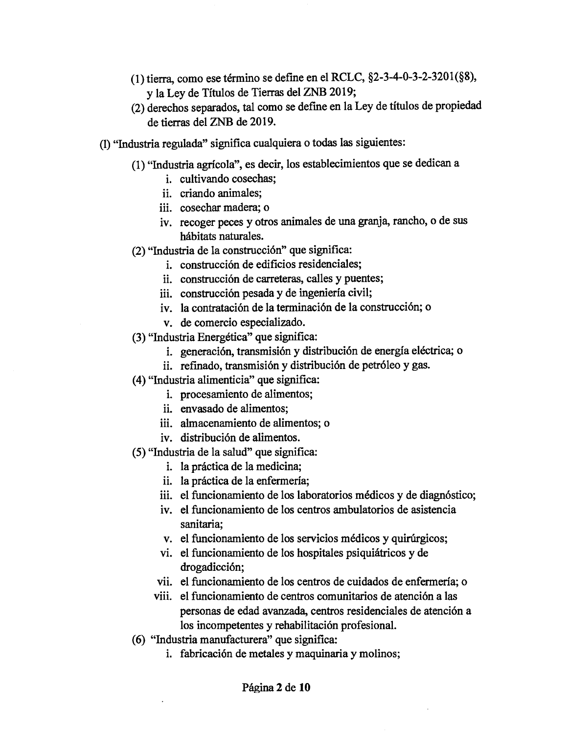(1) tierra, como ese término se define en el RCLC, §2-3-4-0-3-2-3201(§8), y la Ley de Títulos de Tierras del ZNB 2019;
(2) derechos separados, tal como se define en la Ley de títulos de propiedad de tierras del ZNB de 2019.

(l) "Industria regulada" significa cualquiera o todas las siguientes:

(1) "Industria agrícola", es decir, los establecimientos que se dedican a
   i. cultivando cosechas;
   ii. criando animales;
   iii. cosechar madera; o
   iv. recoger peces y otros animales de una granja, rancho, o de sus hábitats naturales.

(2) "Industria de la construcción" que significa:
   i. construcción de edificios residenciales;
   ii. construcción de carreteras, calles y puentes;
   iii. construcción pesada y de ingeniería civil;
   iv. la contratación de la terminación de la construcción; o
   v. de comercio especializado.

(3) "Industria Energética" que significa:
   i. generación, transmisión y distribución de energía eléctrica; o
   ii. refinado, transmisión y distribución de petróleo y gas.

(4) "Industria alimenticia" que significa:
   i. procesamiento de alimentos;
   ii. envasado de alimentos;
   iii. almacenamiento de alimentos; o
   iv. distribución de alimentos.

(5) "Industria de la salud" que significa:
   i. la práctica de la medicina;
   ii. la práctica de la enfermería;
   iii. el funcionamiento de los laboratorios médicos y de diagnóstico;
   iv. el funcionamiento de los centros ambulatorios de asistencia sanitaria;
   v. el funcionamiento de los servicios médicos y quirúrgicos;
   vi. el funcionamiento de los hospitales psiquiátricos y de drogadicción;
   vii. el funcionamiento de los centros de cuidados de enfermería; o
   viii. el funcionamiento de centros comunitarios de atención a las personas de edad avanzada, centros residenciales de atención a los incompetentes y rehabilitación profesional.

(6) "Industria manufacturera" que significa:
   i. fabricación de metales y maquinaria y molinos;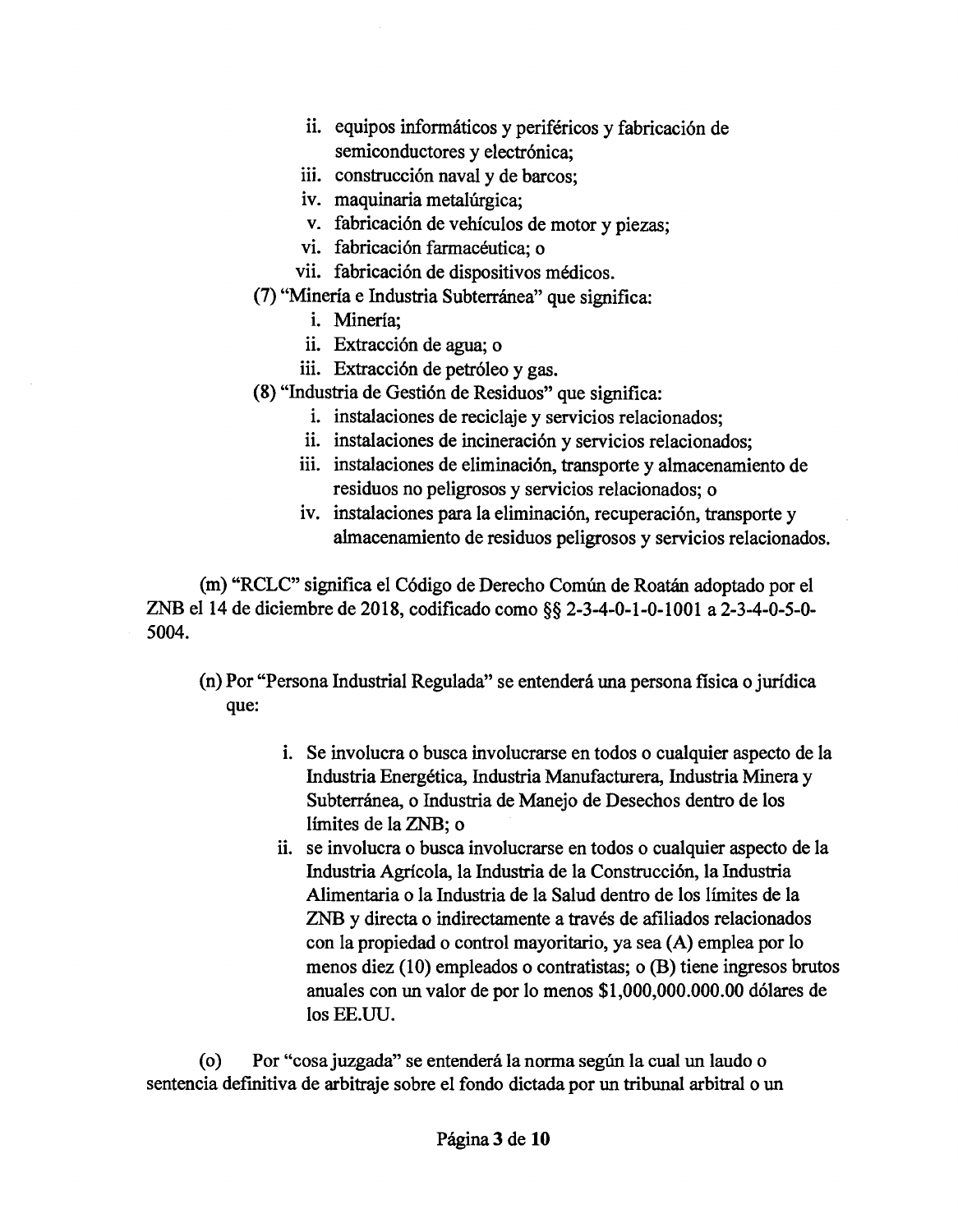ii. equipos informáticos y periféricos y fabricación de semiconductores y electrónica;
iii. construcción naval y de barcos;
iv. maquinaria metalúrgica;
v. fabricación de vehículos de motor y piezas;
vi. fabricación farmacéutica; o
vii. fabricación de dispositivos médicos.

(7) "Minería e Industria Subterránea" que significa:

i. Minería;
ii. Extracción de agua; o
iii. Extracción de petróleo y gas.

(8) "Industria de Gestión de Residuos" que significa:

i. instalaciones de reciclaje y servicios relacionados;
ii. instalaciones de incineración y servicios relacionados;
iii. instalaciones de eliminación, transporte y almacenamiento de residuos no peligrosos y servicios relacionados; o
iv. instalaciones para la eliminación, recuperación, transporte y almacenamiento de residuos peligrosos y servicios relacionados.

(m) "RCLC" significa el Código de Derecho Común de Roatán adoptado por el ZNB el 14 de diciembre de 2018, codificado como §§ 2-3-4-0-1-0-1001 a 2-3-4-0-5-0-5004.

(n) Por "Persona Industrial Regulada" se entenderá una persona física o jurídica que:

i. Se involucra o busca involucrarse en todos o cualquier aspecto de la Industria Energética, Industria Manufacturera, Industria Minera y Subterránea, o Industria de Manejo de Desechos dentro de los límites de la ZNB; o
ii. se involucra o busca involucrarse en todos o cualquier aspecto de la Industria Agrícola, la Industria de la Construcción, la Industria Alimentaria o la Industria de la Salud dentro de los límites de la ZNB y directa o indirectamente a través de afiliados relacionados con la propiedad o control mayoritario, ya sea (A) emplea por lo menos diez (10) empleados o contratistas; o (B) tiene ingresos brutos anuales con un valor de por lo menos $1,000,000,000.00 dólares de los EE.UU.

(o) Por "cosa juzgada" se entenderá la norma según la cual un laudo o sentencia definitiva de arbitraje sobre el fondo dictada por un tribunal arbitral o un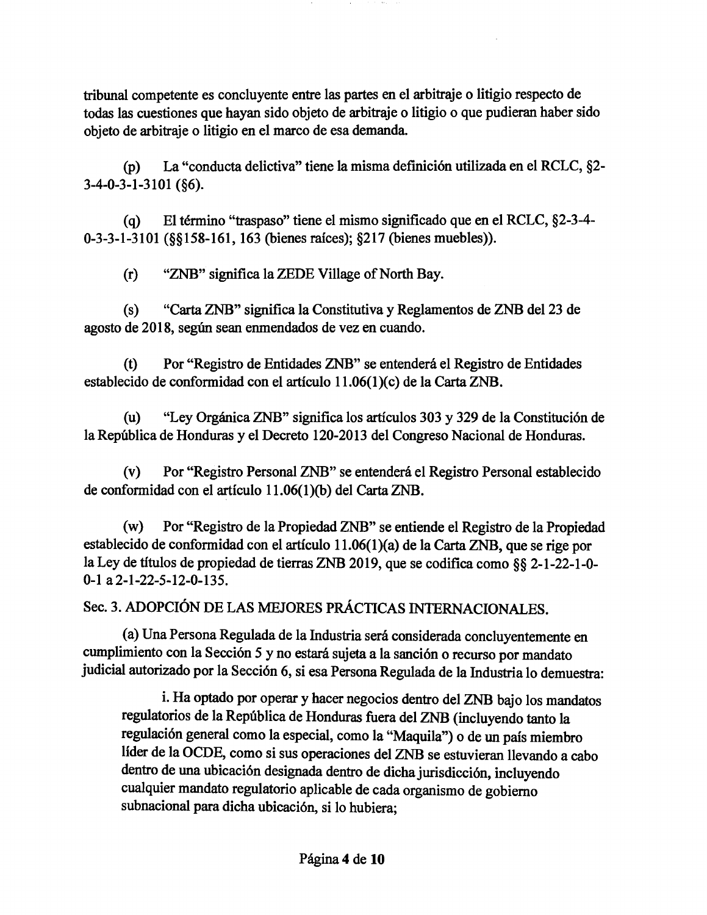tribunal competente es concluyente entre las partes en el arbitraje o litigio respecto de todas las cuestiones que hayan sido objeto de arbitraje o litigio o que pudieran haber sido objeto de arbitraje o litigio en el marco de esa demanda.

(p) La "conducta delictiva" tiene la misma definición utilizada en el RCLC, §2-3-4-0-3-1-3101 (§6).

(q) El término "traspaso" tiene el mismo significado que en el RCLC, §2-3-4-0-3-3-1-3101 (§§158-161, 163 (bienes raíces); §217 (bienes muebles)).

(r) "ZNB" significa la ZEDE Village of North Bay.

(s) "Carta ZNB" significa la Constitutiva y Reglamentos de ZNB del 23 de agosto de 2018, según sean enmendados de vez en cuando.

(t) Por "Registro de Entidades ZNB" se entenderá el Registro de Entidades establecido de conformidad con el artículo 11.06(1)(c) de la Carta ZNB.

(u) "Ley Orgánica ZNB" significa los artículos 303 y 329 de la Constitución de la República de Honduras y el Decreto 120-2013 del Congreso Nacional de Honduras.

(v) Por "Registro Personal ZNB" se entenderá el Registro Personal establecido de conformidad con el artículo 11.06(1)(b) del Carta ZNB.

(w) Por "Registro de la Propiedad ZNB" se entiende el Registro de la Propiedad establecido de conformidad con el artículo 11.06(1)(a) de la Carta ZNB, que se rige por la Ley de títulos de propiedad de tierras ZNB 2019, que se codifica como §§ 2-1-22-1-0-0-1 a 2-1-22-5-12-0-135.

## Sec. 3. ADOPCIÓN DE LAS MEJORES PRÁCTICAS INTERNACIONALES.

(a) Una Persona Regulada de la Industria será considerada concluyentemente en cumplimiento con la Sección 5 y no estará sujeta a la sanción o recurso por mandato judicial autorizado por la Sección 6, si esa Persona Regulada de la Industria lo demuestra:

i. Ha optado por operar y hacer negocios dentro del ZNB bajo los mandatos regulatorios de la República de Honduras fuera del ZNB (incluyendo tanto la regulación general como la especial, como la "Maquila") o de un país miembro líder de la OCDE, como si sus operaciones del ZNB se estuvieran llevando a cabo dentro de una ubicación designada dentro de dicha jurisdicción, incluyendo cualquier mandato regulatorio aplicable de cada organismo de gobierno subnacional para dicha ubicación, si lo hubiera;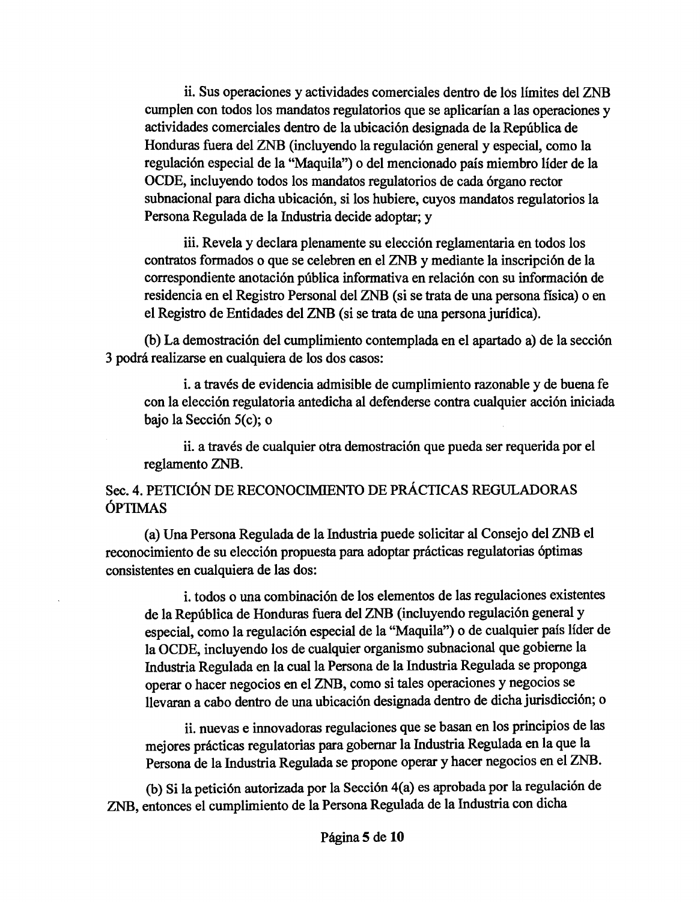ii. Sus operaciones y actividades comerciales dentro de los límites del ZNB cumplen con todos los mandatos regulatorios que se aplicarían a las operaciones y actividades comerciales dentro de la ubicación designada de la República de Honduras fuera del ZNB (incluyendo la regulación general y especial, como la regulación especial de la "Maquila") o del mencionado país miembro líder de la OCDE, incluyendo todos los mandatos regulatorios de cada órgano rector subnacional para dicha ubicación, si los hubiere, cuyos mandatos regulatorios la Persona Regulada de la Industria decide adoptar; y

iii. Revela y declara plenamente su elección reglamentaria en todos los contratos formados o que se celebren en el ZNB y mediante la inscripción de la correspondiente anotación pública informativa en relación con su información de residencia en el Registro Personal del ZNB (si se trata de una persona física) o en el Registro de Entidades del ZNB (si se trata de una persona jurídica).

(b) La demostración del cumplimiento contemplada en el apartado a) de la sección 3 podrá realizarse en cualquiera de los dos casos:

i. a través de evidencia admisible de cumplimiento razonable y de buena fe con la elección regulatoria antedicha al defenderse contra cualquier acción iniciada bajo la Sección 5(c); o

ii. a través de cualquier otra demostración que pueda ser requerida por el reglamento ZNB.

## Sec. 4. PETICIÓN DE RECONOCIMIENTO DE PRÁCTICAS REGULADORAS ÓPTIMAS

(a) Una Persona Regulada de la Industria puede solicitar al Consejo del ZNB el reconocimiento de su elección propuesta para adoptar prácticas regulatorias óptimas consistentes en cualquiera de las dos:

i. todos o una combinación de los elementos de las regulaciones existentes de la República de Honduras fuera del ZNB (incluyendo regulación general y especial, como la regulación especial de la "Maquila") o de cualquier país líder de la OCDE, incluyendo los de cualquier organismo subnacional que gobierne la Industria Regulada en la cual la Persona de la Industria Regulada se proponga operar o hacer negocios en el ZNB, como si tales operaciones y negocios se llevaran a cabo dentro de una ubicación designada dentro de dicha jurisdicción; o

ii. nuevas e innovadoras regulaciones que se basan en los principios de las mejores prácticas regulatorias para gobernar la Industria Regulada en la que la Persona de la Industria Regulada se propone operar y hacer negocios en el ZNB.

(b) Si la petición autorizada por la Sección 4(a) es aprobada por la regulación de ZNB, entonces el cumplimiento de la Persona Regulada de la Industria con dicha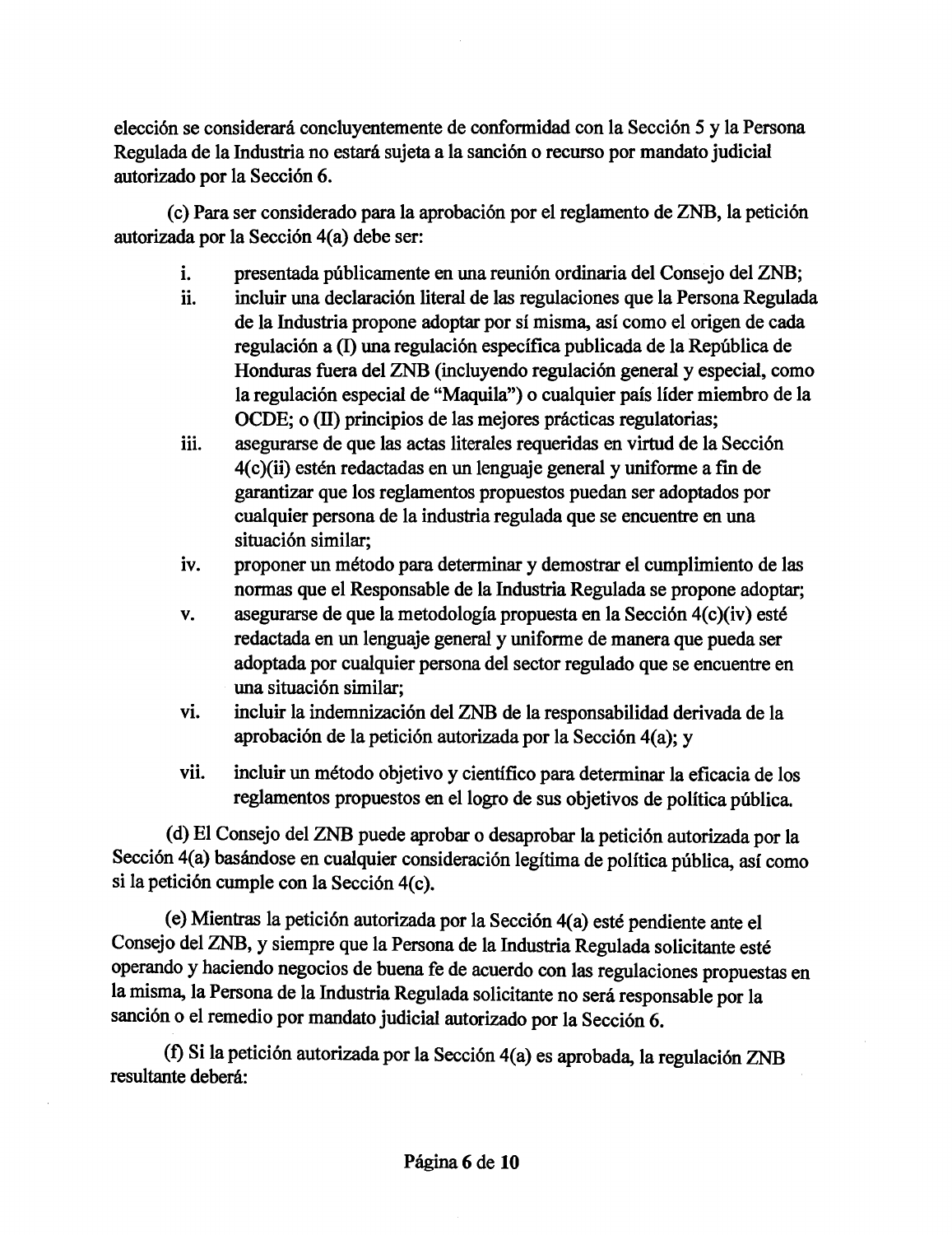elección se considerará concluyentemente de conformidad con la Sección 5 y la Persona Regulada de la Industria no estará sujeta a la sanción o recurso por mandato judicial autorizado por la Sección 6.

(c) Para ser considerado para la aprobación por el reglamento de ZNB, la petición autorizada por la Sección 4(a) debe ser:

i. presentada públicamente en una reunión ordinaria del Consejo del ZNB;
ii. incluir una declaración literal de las regulaciones que la Persona Regulada de la Industria propone adoptar por sí misma, así como el origen de cada regulación a (I) una regulación específica publicada de la República de Honduras fuera del ZNB (incluyendo regulación general y especial, como la regulación especial de "Maquila") o cualquier país líder miembro de la OCDE; o (II) principios de las mejores prácticas regulatorias;
iii. asegurarse de que las actas literales requeridas en virtud de la Sección 4(c)(ii) estén redactadas en un lenguaje general y uniforme a fin de garantizar que los reglamentos propuestos puedan ser adoptados por cualquier persona de la industria regulada que se encuentre en una situación similar;
iv. proponer un método para determinar y demostrar el cumplimiento de las normas que el Responsable de la Industria Regulada se propone adoptar;
v. asegurarse de que la metodología propuesta en la Sección 4(c)(iv) esté redactada en un lenguaje general y uniforme de manera que pueda ser adoptada por cualquier persona del sector regulado que se encuentre en una situación similar;
vi. incluir la indemnización del ZNB de la responsabilidad derivada de la aprobación de la petición autorizada por la Sección 4(a); y
vii. incluir un método objetivo y científico para determinar la eficacia de los reglamentos propuestos en el logro de sus objetivos de política pública.

(d) El Consejo del ZNB puede aprobar o desaprobar la petición autorizada por la Sección 4(a) basándose en cualquier consideración legítima de política pública, así como si la petición cumple con la Sección 4(c).

(e) Mientras la petición autorizada por la Sección 4(a) esté pendiente ante el Consejo del ZNB, y siempre que la Persona de la Industria Regulada solicitante esté operando y haciendo negocios de buena fe de acuerdo con las regulaciones propuestas en la misma, la Persona de la Industria Regulada solicitante no será responsable por la sanción o el remedio por mandato judicial autorizado por la Sección 6.

(f) Si la petición autorizada por la Sección 4(a) es aprobada, la regulación ZNB resultante deberá: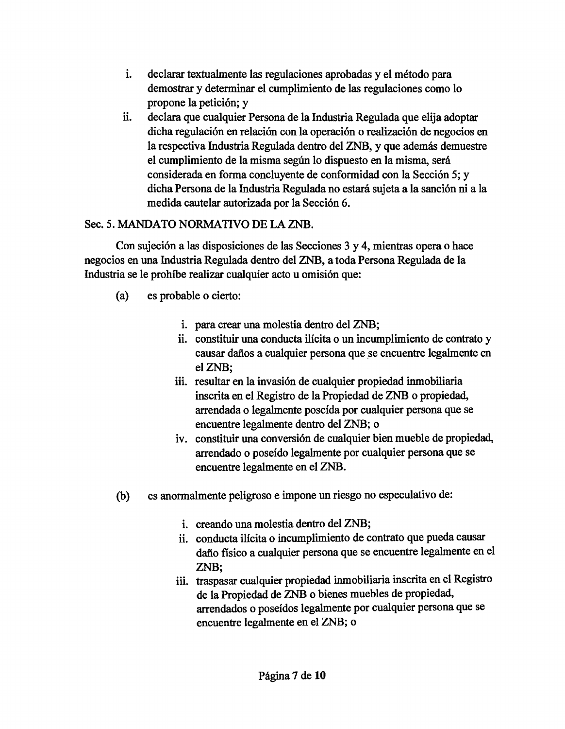i. declarar textualmente las regulaciones aprobadas y el método para demostrar y determinar el cumplimiento de las regulaciones como lo propone la petición; y
ii. declara que cualquier Persona de la Industria Regulada que elija adoptar dicha regulación en relación con la operación o realización de negocios en la respectiva Industria Regulada dentro del ZNB, y que además demuestre el cumplimiento de la misma según lo dispuesto en la misma, será considerada en forma concluyente de conformidad con la Sección 5; y dicha Persona de la Industria Regulada no estará sujeta a la sanción ni a la medida cautelar autorizada por la Sección 6.

Sec. 5. MANDATO NORMATIVO DE LA ZNB.

Con sujeción a las disposiciones de las Secciones 3 y 4, mientras opera o hace negocios en una Industria Regulada dentro del ZNB, a toda Persona Regulada de la Industria se le prohíbe realizar cualquier acto u omisión que:

(a) es probable o cierto:

   i. para crear una molestia dentro del ZNB;
   ii. constituir una conducta ilícita o un incumplimiento de contrato y causar daños a cualquier persona que se encuentre legalmente en el ZNB;
   iii. resultar en la invasión de cualquier propiedad inmobiliaria inscrita en el Registro de la Propiedad de ZNB o propiedad, arrendada o legalmente poseída por cualquier persona que se encuentre legalmente dentro del ZNB; o
   iv. constituir una conversión de cualquier bien mueble de propiedad, arrendado o poseído legalmente por cualquier persona que se encuentre legalmente en el ZNB.

(b) es anormalmente peligroso e impone un riesgo no especulativo de:

   i. creando una molestia dentro del ZNB;
   ii. conducta ilícita o incumplimiento de contrato que pueda causar daño físico a cualquier persona que se encuentre legalmente en el ZNB;
   iii. traspasar cualquier propiedad inmobiliaria inscrita en el Registro de la Propiedad de ZNB o bienes muebles de propiedad, arrendados o poseídos legalmente por cualquier persona que se encuentre legalmente en el ZNB; o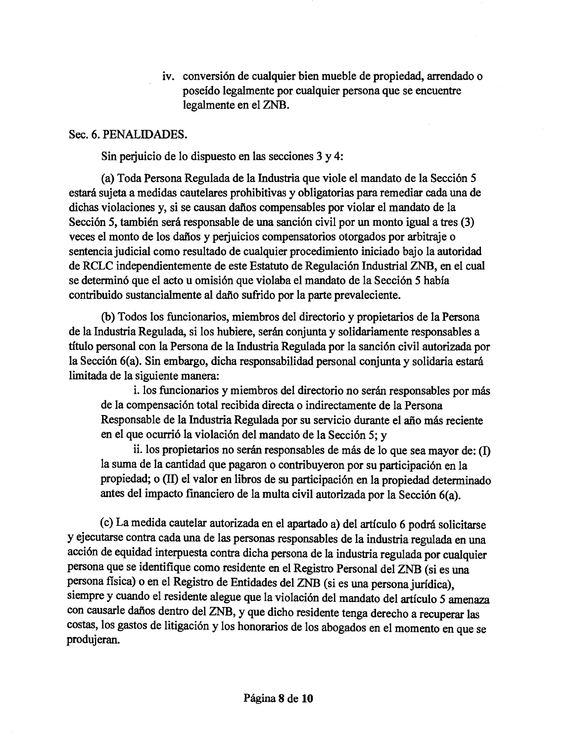iv. conversión de cualquier bien mueble de propiedad, arrendado o poseído legalmente por cualquier persona que se encuentre legalmente en el ZNB.

Sec. 6. PENALIDADES.

Sin perjuicio de lo dispuesto en las secciones 3 y 4:

(a) Toda Persona Regulada de la Industria que viole el mandato de la Sección 5 estará sujeta a medidas cautelares prohibitivas y obligatorias para remediar cada una de dichas violaciones y, si se causan daños compensables por violar el mandato de la Sección 5, también será responsable de una sanción civil por un monto igual a tres (3) veces el monto de los daños y perjuicios compensatorios otorgados por arbitraje o sentencia judicial como resultado de cualquier procedimiento iniciado bajo la autoridad de RCLC independientemente de este Estatuto de Regulación Industrial ZNB, en el cual se determinó que el acto u omisión que violaba el mandato de la Sección 5 había contribuido sustancialmente al daño sufrido por la parte prevaleciente.

(b) Todos los funcionarios, miembros del directorio y propietarios de la Persona de la Industria Regulada, si los hubiere, serán conjunta y solidariamente responsables a título personal con la Persona de la Industria Regulada por la sanción civil autorizada por la Sección 6(a). Sin embargo, dicha responsabilidad personal conjunta y solidaria estará limitada de la siguiente manera:

i. los funcionarios y miembros del directorio no serán responsables por más de la compensación total recibida directa o indirectamente de la Persona Responsable de la Industria Regulada por su servicio durante el año más reciente en el que ocurrió la violación del mandato de la Sección 5; y

ii. los propietarios no serán responsables de más de lo que sea mayor de: (I) la suma de la cantidad que pagaron o contribuyeron por su participación en la propiedad; o (II) el valor en libros de su participación en la propiedad determinado antes del impacto financiero de la multa civil autorizada por la Sección 6(a).

(c) La medida cautelar autorizada en el apartado a) del artículo 6 podrá solicitarse y ejecutarse contra cada una de las personas responsables de la industria regulada en una acción de equidad interpuesta contra dicha persona de la industria regulada por cualquier persona que se identifique como residente en el Registro Personal del ZNB (si es una persona física) o en el Registro de Entidades del ZNB (si es una persona jurídica), siempre y cuando el residente alegue que la violación del mandato del artículo 5 amenaza con causarle daños dentro del ZNB, y que dicho residente tenga derecho a recuperar las costas, los gastos de litigación y los honorarios de los abogados en el momento en que se produjeran.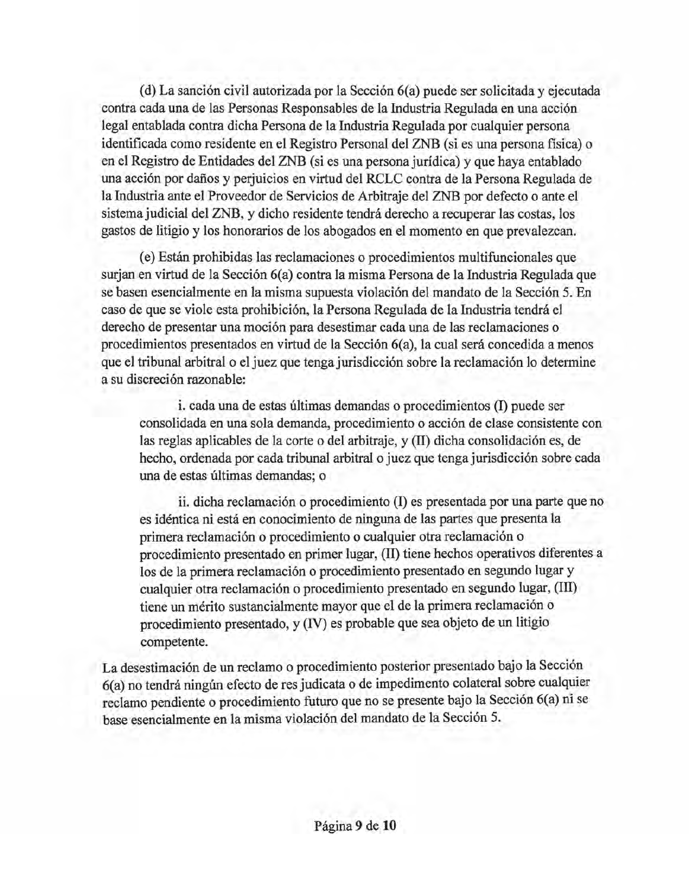(d) La sanción civil autorizada por la Sección 6(a) puede ser solicitada y ejecutada contra cada una de las Personas Responsables de la Industria Regulada en una acción legal entablada contra dicha Persona de la Industria Regulada por cualquier persona identificada como residente en el Registro Personal del ZNB (si es una persona física) o en el Registro de Entidades del ZNB (si es una persona jurídica) y que haya entablado una acción por daños y perjuicios en virtud del RCLC contra de la Persona Regulada de la Industria ante el Proveedor de Servicios de Arbitraje del ZNB por defecto o ante el sistema judicial del ZNB, y dicho residente tendrá derecho a recuperar las costas, los gastos de litigio y los honorarios de los abogados en el momento en que prevalezcan.

(e) Están prohibidas las reclamaciones o procedimientos multifuncionales que surjan en virtud de la Sección 6(a) contra la misma Persona de la Industria Regulada que se basen esencialmente en la misma supuesta violación del mandato de la Sección 5. En caso de que se viole esta prohibición, la Persona Regulada de la Industria tendrá el derecho de presentar una moción para desestimar cada una de las reclamaciones o procedimientos presentados en virtud de la Sección 6(a), la cual será concedida a menos que el tribunal arbitral o el juez que tenga jurisdicción sobre la reclamación lo determine a su discreción razonable:

> i. cada una de estas últimas demandas o procedimientos (I) puede ser consolidada en una sola demanda, procedimiento o acción de clase consistente con las reglas aplicables de la corte o del arbitraje, y (II) dicha consolidación es, de hecho, ordenada por cada tribunal arbitral o juez que tenga jurisdicción sobre cada una de estas últimas demandas; o
>
> ii. dicha reclamación o procedimiento (I) es presentada por una parte que no es idéntica ni está en conocimiento de ninguna de las partes que presenta la primera reclamación o procedimiento o cualquier otra reclamación o procedimiento presentado en primer lugar, (II) tiene hechos operativos diferentes a los de la primera reclamación o procedimiento presentado en segundo lugar y cualquier otra reclamación o procedimiento presentado en segundo lugar, (III) tiene un mérito sustancialmente mayor que el de la primera reclamación o procedimiento presentado, y (IV) es probable que sea objeto de un litigio competente.

La desestimación de un reclamo o procedimiento posterior presentado bajo la Sección 6(a) no tendrá ningún efecto de res judicata o de impedimento colateral sobre cualquier reclamo pendiente o procedimiento futuro que no se presente bajo la Sección 6(a) ni se base esencialmente en la misma violación del mandato de la Sección 5.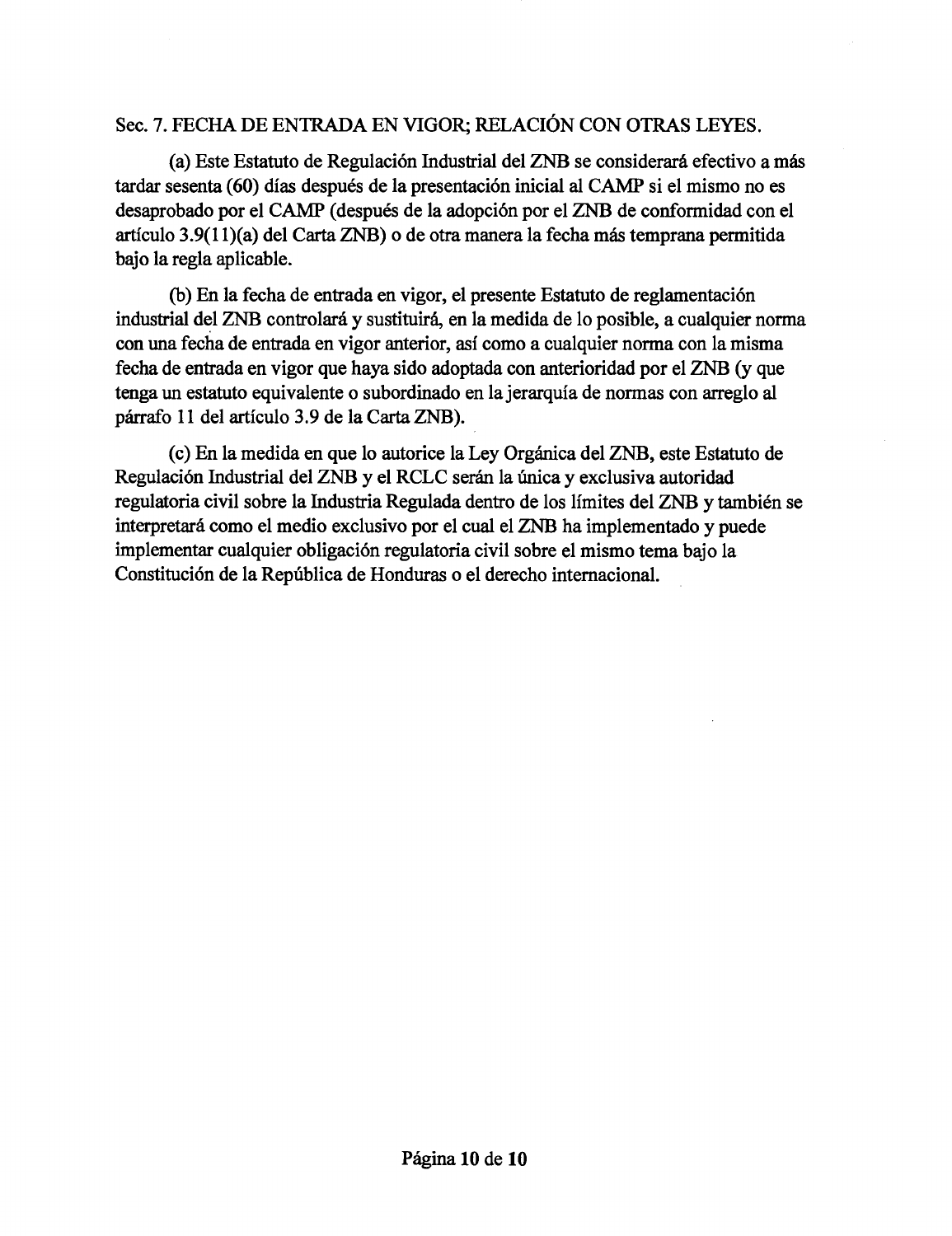Sec. 7. FECHA DE ENTRADA EN VIGOR; RELACIÓN CON OTRAS LEYES.

(a) Este Estatuto de Regulación Industrial del ZNB se considerará efectivo a más tardar sesenta (60) días después de la presentación inicial al CAMP si el mismo no es desaprobado por el CAMP (después de la adopción por el ZNB de conformidad con el artículo 3.9(11)(a) del Carta ZNB) o de otra manera la fecha más temprana permitida bajo la regla aplicable.

(b) En la fecha de entrada en vigor, el presente Estatuto de reglamentación industrial del ZNB controlará y sustituirá, en la medida de lo posible, a cualquier norma con una fecha de entrada en vigor anterior, así como a cualquier norma con la misma fecha de entrada en vigor que haya sido adoptada con anterioridad por el ZNB (y que tenga un estatuto equivalente o subordinado en la jerarquía de normas con arreglo al párrafo 11 del artículo 3.9 de la Carta ZNB).

(c) En la medida en que lo autorice la Ley Orgánica del ZNB, este Estatuto de Regulación Industrial del ZNB y el RCLC serán la única y exclusiva autoridad regulatoria civil sobre la Industria Regulada dentro de los límites del ZNB y también se interpretará como el medio exclusivo por el cual el ZNB ha implementado y puede implementar cualquier obligación regulatoria civil sobre el mismo tema bajo la Constitución de la República de Honduras o el derecho internacional.